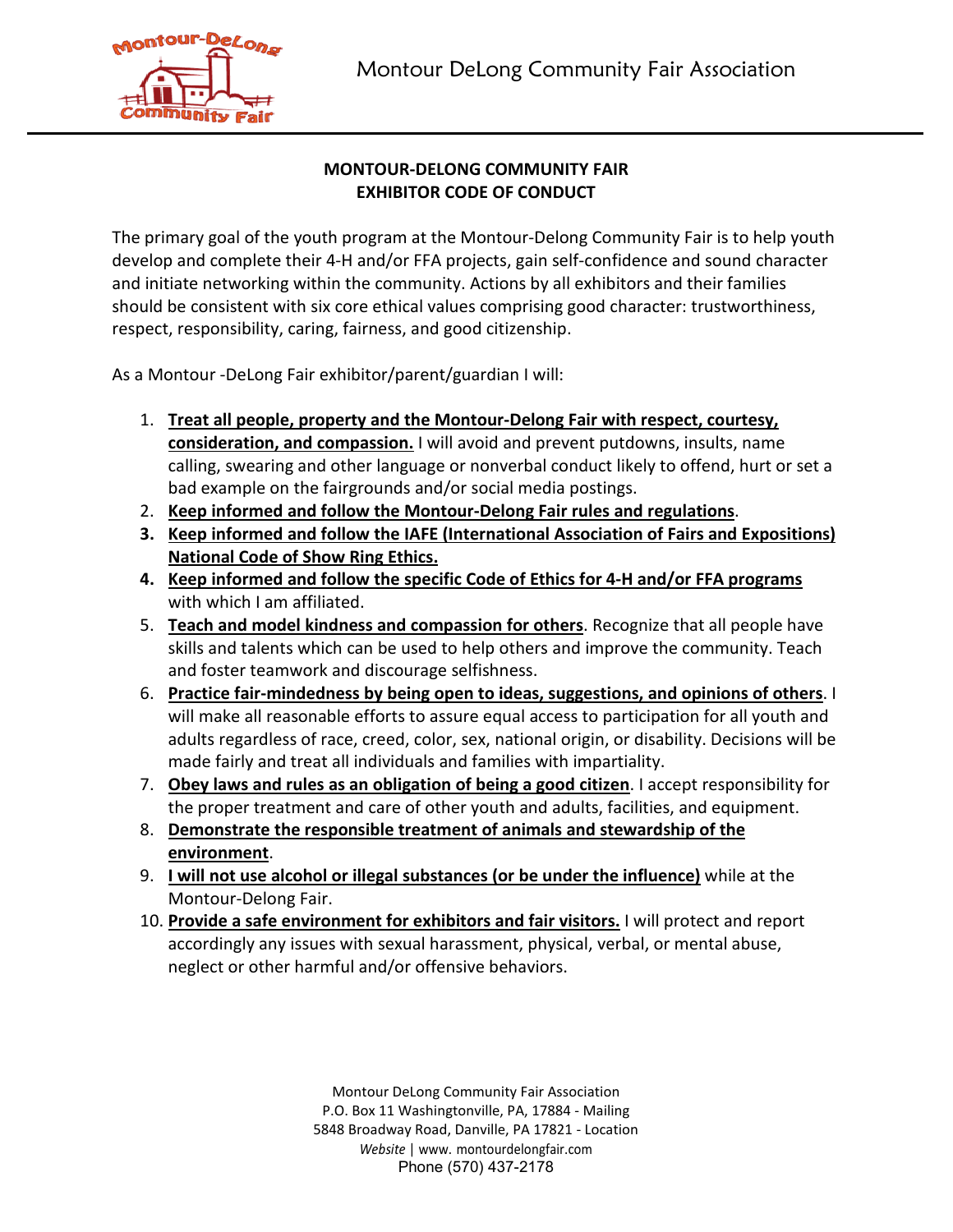Montour DeLong Community Fair Association

## MONTOUR-DELONG COMMUNITY FAIR
## EXHIBITOR CODE OF CONDUCT

The primary goal of the youth program at the Montour-Delong Community Fair is to help youth develop and complete their 4-H and/or FFA projects, gain self-confidence and sound character and initiate networking within the community. Actions by all exhibitors and their families should be consistent with six core ethical values comprising good character: trustworthiness, respect, responsibility, caring, fairness, and good citizenship.

As a Montour -DeLong Fair exhibitor/parent/guardian I will:

1. **Treat all people, property and the Montour-Delong Fair with respect, courtesy, consideration, and compassion.** I will avoid and prevent putdowns, insults, name calling, swearing and other language or nonverbal conduct likely to offend, hurt or set a bad example on the fairgrounds and/or social media postings.
2. **Keep informed and follow the Montour-Delong Fair rules and regulations**.
3. **Keep informed and follow the IAFE (International Association of Fairs and Expositions) National Code of Show Ring Ethics.**
4. **Keep informed and follow the specific Code of Ethics for 4-H and/or FFA programs** with which I am affiliated.
5. **Teach and model kindness and compassion for others**. Recognize that all people have skills and talents which can be used to help others and improve the community. Teach and foster teamwork and discourage selfishness.
6. **Practice fair-mindedness by being open to ideas, suggestions, and opinions of others**. I will make all reasonable efforts to assure equal access to participation for all youth and adults regardless of race, creed, color, sex, national origin, or disability. Decisions will be made fairly and treat all individuals and families with impartiality.
7. **Obey laws and rules as an obligation of being a good citizen**. I accept responsibility for the proper treatment and care of other youth and adults, facilities, and equipment.
8. **Demonstrate the responsible treatment of animals and stewardship of the environment**.
9. **I will not use alcohol or illegal substances (or be under the influence)** while at the Montour-Delong Fair.
10. **Provide a safe environment for exhibitors and fair visitors.** I will protect and report accordingly any issues with sexual harassment, physical, verbal, or mental abuse, neglect or other harmful and/or offensive behaviors.

Montour DeLong Community Fair Association
P.O. Box 11 Washingtonville, PA, 17884 - Mailing
5848 Broadway Road, Danville, PA 17821 - Location
*Website* | www. montourdelongfair.com
Phone (570) 437-2178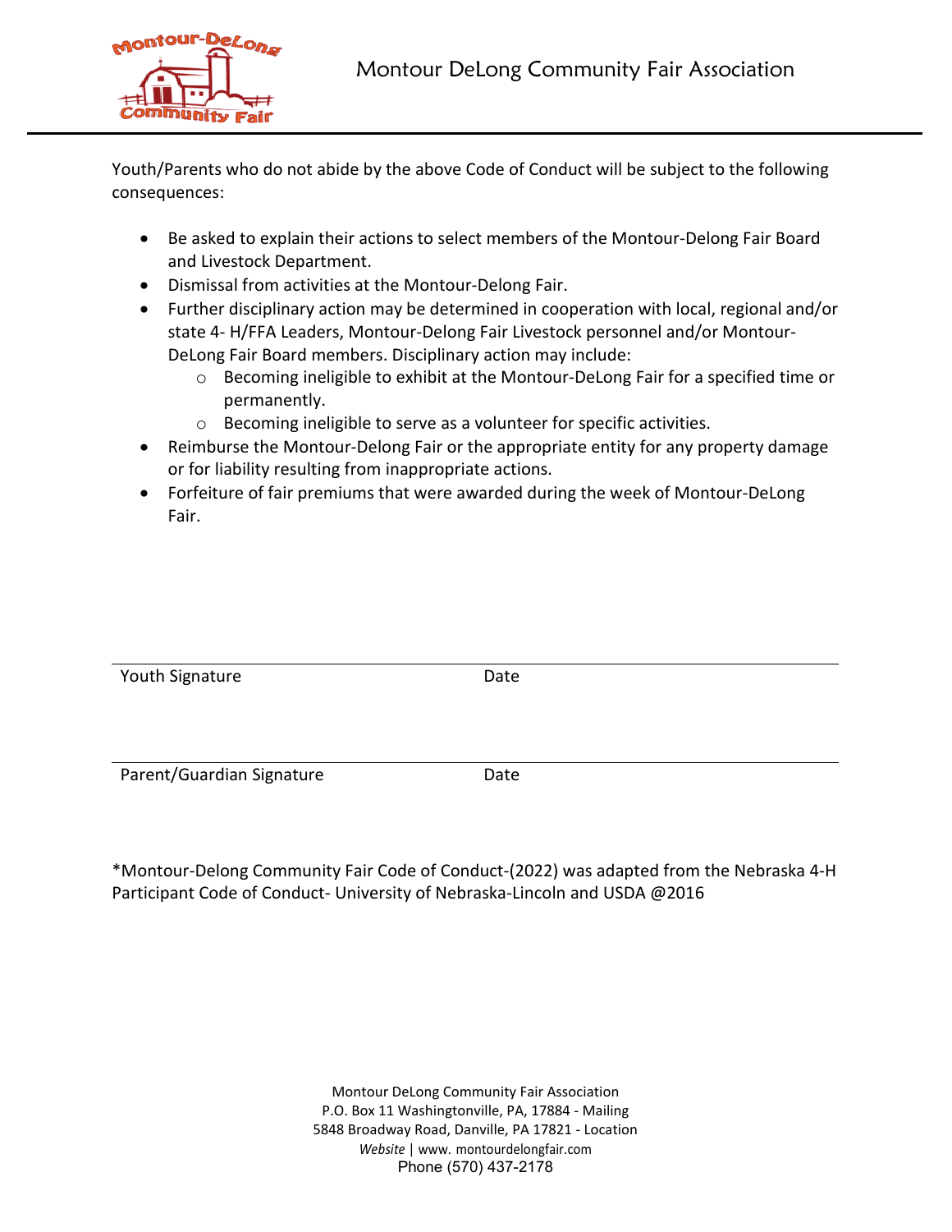Youth/Parents who do not abide by the above Code of Conduct will be subject to the following consequences:

- Be asked to explain their actions to select members of the Montour-Delong Fair Board and Livestock Department.
- Dismissal from activities at the Montour-Delong Fair.
- Further disciplinary action may be determined in cooperation with local, regional and/or state 4- H/FFA Leaders, Montour-Delong Fair Livestock personnel and/or Montour-DeLong Fair Board members. Disciplinary action may include:
    - Becoming ineligible to exhibit at the Montour-DeLong Fair for a specified time or permanently.
    - Becoming ineligible to serve as a volunteer for specific activities.
- Reimburse the Montour-Delong Fair or the appropriate entity for any property damage or for liability resulting from inappropriate actions.
- Forfeiture of fair premiums that were awarded during the week of Montour-DeLong Fair.

Youth Signature                                        Date

Parent/Guardian Signature                                        Date

*Montour-Delong Community Fair Code of Conduct-(2022) was adapted from the Nebraska 4-H Participant Code of Conduct- University of Nebraska-Lincoln and USDA @2016

Montour DeLong Community Fair Association
P.O. Box 11 Washingtonville, PA, 17884 - Mailing
5848 Broadway Road, Danville, PA 17821 - Location
*Website* | www. montourdelongfair.com
Phone (570) 437-2178